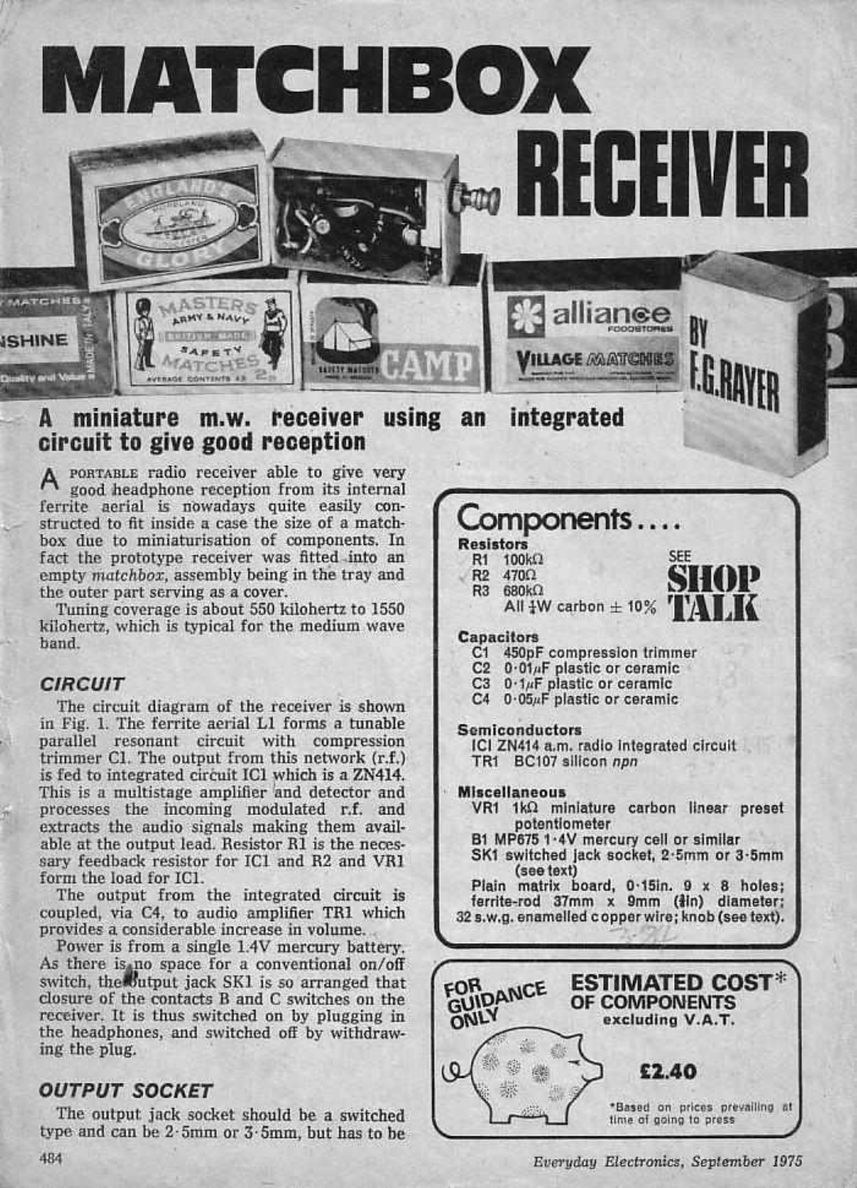# MATCHBOX RECEIVER

BY F.G.RAYER

## A miniature m.w. receiver using an integrated circuit to give good reception

A PORTABLE radio receiver able to give very good headphone reception from its internal ferrite aerial is nowadays quite easily constructed to fit inside a case the size of a matchbox due to miniaturisation of components. In fact the prototype receiver was fitted into an empty *matchbox*, assembly being in the tray and the outer part serving as a cover.

Tuning coverage is about 550 kilohertz to 1550 kilohertz, which is typical for the medium wave band.

### CIRCUIT

The circuit diagram of the receiver is shown in Fig. 1. The ferrite aerial L1 forms a tunable parallel resonant circuit with compression trimmer C1. The output from this network (r.f.) is fed to integrated circuit IC1 which is a ZN414. This is a multistage amplifier and detector and processes the incoming modulated r.f. and extracts the audio signals making them available at the output lead. Resistor R1 is the necessary feedback resistor for IC1 and R2 and VR1 form the load for IC1.

The output from the integrated circuit is coupled, via C4, to audio amplifier TR1 which provides a considerable increase in volume.

Power is from a single 1.4V mercury battery. As there is no space for a conventional on/off switch, the output jack SK1 is so arranged that closure of the contacts B and C switches on the receiver. It is thus switched on by plugging in the headphones, and switched off by withdrawing the plug.

### OUTPUT SOCKET

The output jack socket should be a switched type and can be 2·5mm or 3·5mm, but has to be

## Components....

SEE **SHOP TALK**

**Resistors**
- R1 100kΩ
- R2 470Ω
- R3 680kΩ
- All ¼W carbon ± 10%

**Capacitors**
- C1 450pF compression trimmer
- C2 0·01μF plastic or ceramic
- C3 0·1μF plastic or ceramic
- C4 0·05μF plastic or ceramic

**Semiconductors**
- IC1 ZN414 a.m. radio integrated circuit
- TR1 BC107 silicon *npn*

**Miscellaneous**
- VR1 1kΩ miniature carbon linear preset potentiometer
- B1 MP675 1·4V mercury cell or similar
- SK1 switched jack socket, 2·5mm or 3·5mm (see text)

Plain matrix board, 0·15in. 9 × 8 holes; ferrite-rod 37mm × 9mm (⅜in) diameter; 32 s.w.g. enamelled copper wire; knob (see text).

FOR GUIDANCE ONLY

**ESTIMATED COST*** **OF COMPONENTS** excluding V.A.T.

**£2.40**

*Based on prices prevailing at time of going to press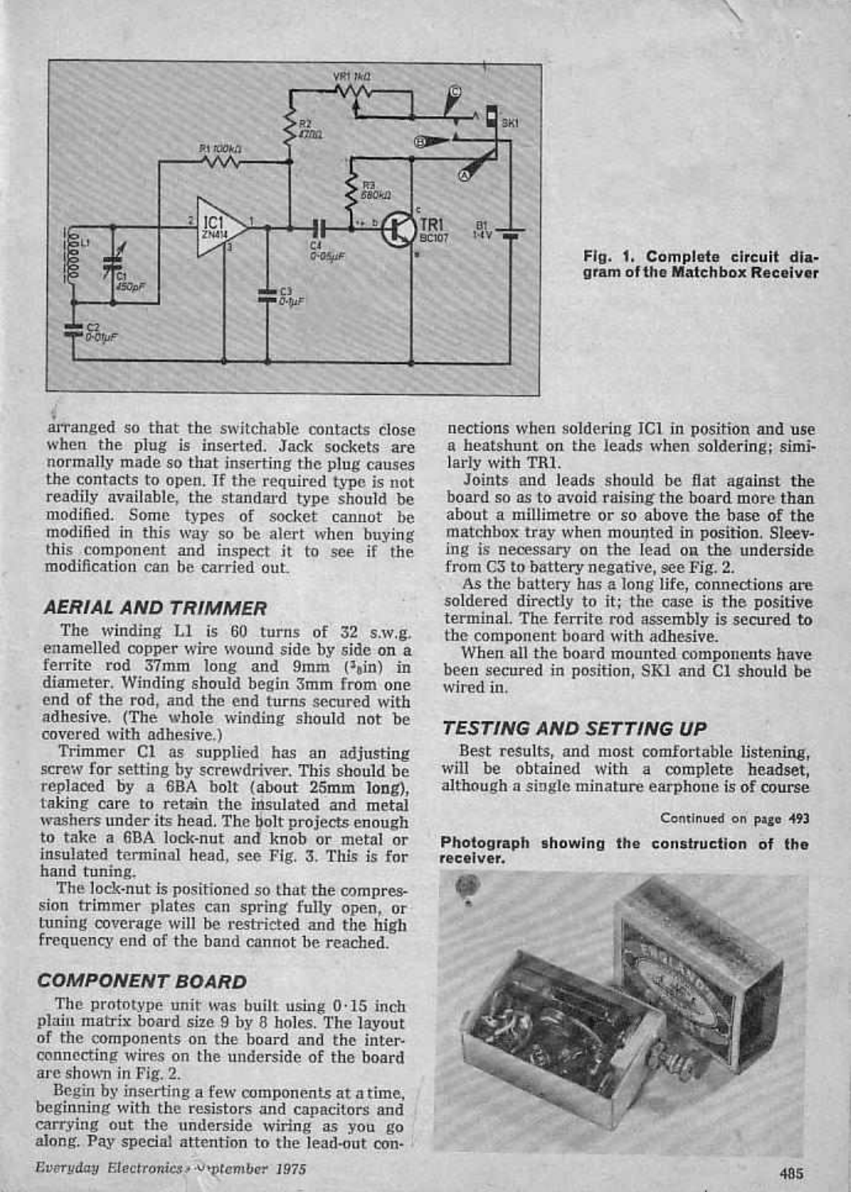Fig. 1. Complete circuit diagram of the Matchbox Receiver

arranged so that the switchable contacts close when the plug is inserted. Jack sockets are normally made so that inserting the plug causes the contacts to open. If the required type is not readily available, the standard type should be modified. Some types of socket cannot be modified in this way so be alert when buying this component and inspect it to see if the modification can be carried out.

## AERIAL AND TRIMMER

The winding L1 is 60 turns of 32 s.w.g. enamelled copper wire wound side by side on a ferrite rod 37mm long and 9mm (⅜in) in diameter. Winding should begin 3mm from one end of the rod, and the end turns secured with adhesive. (The whole winding should not be covered with adhesive.)

Trimmer C1 as supplied has an adjusting screw for setting by screwdriver. This should be replaced by a 6BA bolt (about 25mm long), taking care to retain the insulated and metal washers under its head. The bolt projects enough to take a 6BA lock-nut and knob or metal or insulated terminal head, see Fig. 3. This is for hand tuning.

The lock-nut is positioned so that the compression trimmer plates can spring fully open, or tuning coverage will be restricted and the high frequency end of the band cannot be reached.

## COMPONENT BOARD

The prototype unit was built using 0·15 inch plain matrix board size 9 by 8 holes. The layout of the components on the board and the interconnecting wires on the underside of the board are shown in Fig. 2.

Begin by inserting a few components at a time, beginning with the resistors and capacitors and carrying out the underside wiring as you go along. Pay special attention to the lead-out connections when soldering IC1 in position and use a heatshunt on the leads when soldering; similarly with TR1.

Joints and leads should be flat against the board so as to avoid raising the board more than about a millimetre or so above the base of the matchbox tray when mounted in position. Sleeving is necessary on the lead on the underside from C3 to battery negative, see Fig. 2.

As the battery has a long life, connections are soldered directly to it; the case is the positive terminal. The ferrite rod assembly is secured to the component board with adhesive.

When all the board mounted components have been secured in position, SK1 and C1 should be wired in.

## TESTING AND SETTING UP

Best results, and most comfortable listening, will be obtained with a complete headset, although a single miniature earphone is of course

*Continued on page 493*

Photograph showing the construction of the receiver.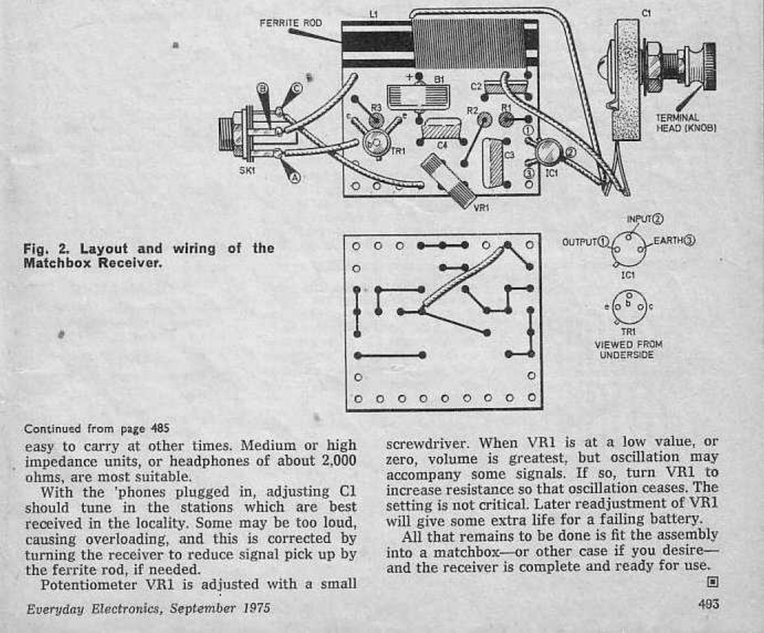**Fig. 2. Layout and wiring of the Matchbox Receiver.**

Continued from page 485

easy to carry at other times. Medium or high impedance units, or headphones of about 2,000 ohms, are most suitable.

With the 'phones plugged in, adjusting C1 should tune in the stations which are best received in the locality. Some may be too loud, causing overloading, and this is corrected by turning the receiver to reduce signal pick up by the ferrite rod, if needed.

Potentiometer VR1 is adjusted with a small screwdriver. When VR1 is at a low value, or zero, volume is greatest, but oscillation may accompany some signals. If so, turn VR1 to increase resistance so that oscillation ceases. The setting is not critical. Later readjustment of VR1 will give some extra life for a failing battery.

All that remains to be done is fit the assembly into a matchbox—or other case if you desire—and the receiver is complete and ready for use.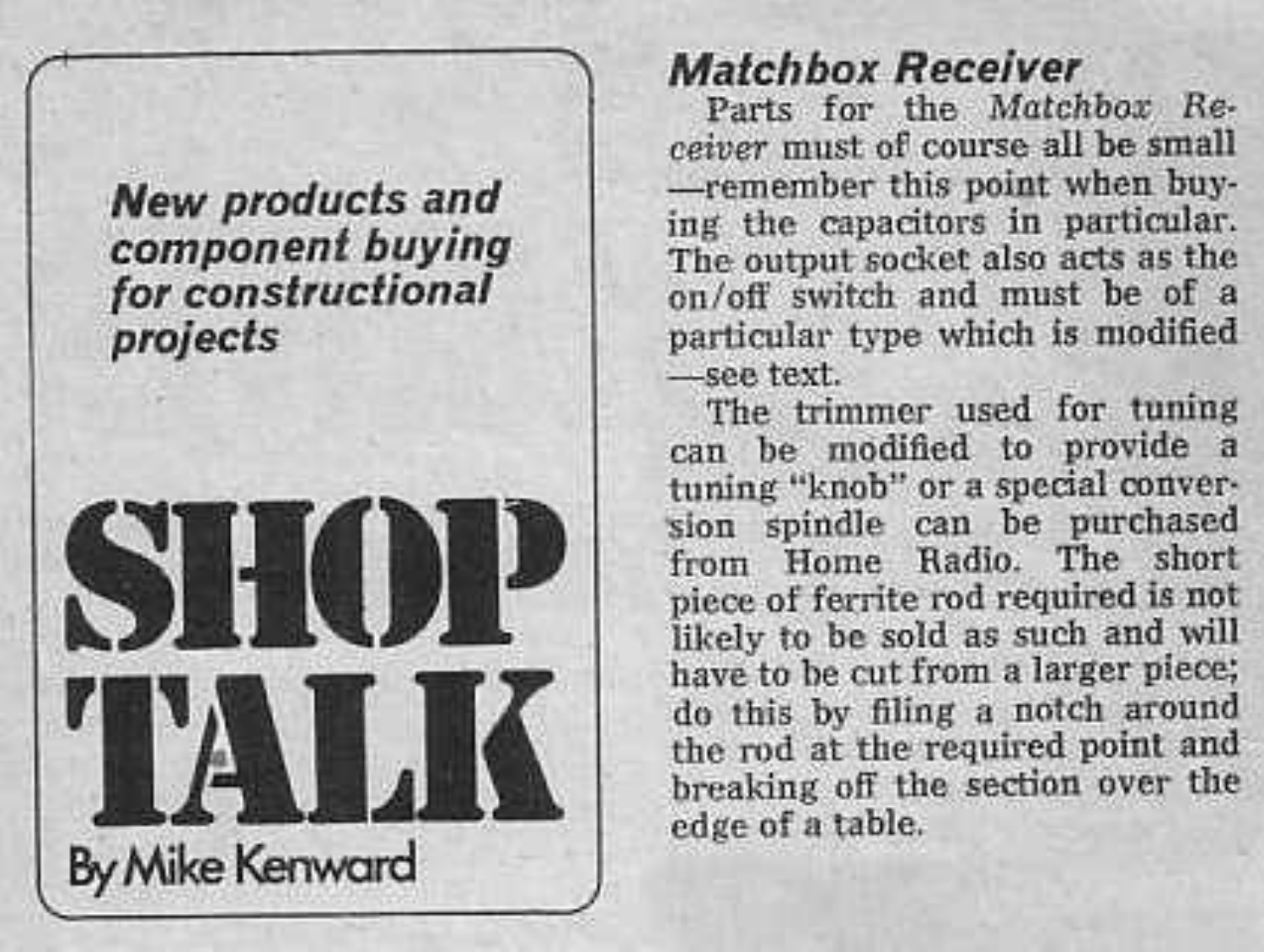# SHOP TALK

*New products and component buying for constructional projects*

By Mike Kenward

## *Matchbox Receiver*

Parts for the *Matchbox Receiver* must of course all be small —remember this point when buying the capacitors in particular. The output socket also acts as the on/off switch and must be of a particular type which is modified —see text.

The trimmer used for tuning can be modified to provide a tuning "knob" or a special conversion spindle can be purchased from Home Radio. The short piece of ferrite rod required is not likely to be sold as such and will have to be cut from a larger piece; do this by filing a notch around the rod at the required point and breaking off the section over the edge of a table.